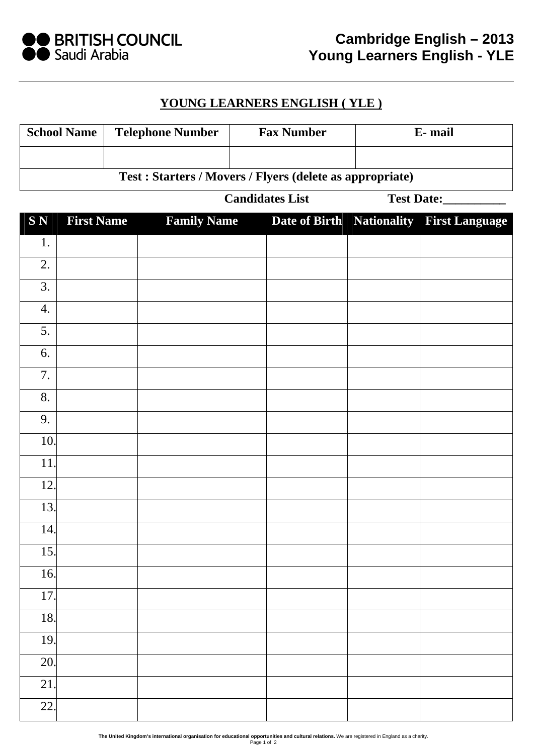BRITISH COUNCIL
Saudi Arabia

**Cambridge English – 2013**
**Young Learners English - YLE**

## YOUNG LEARNERS ENGLISH ( YLE )

| School Name | Telephone Number | Fax Number | E- mail |
|---|---|---|---|
| | | | |
| **Test : Starters / Movers / Flyers (delete as appropriate)** | | | |

**Candidates List** **Test Date:__________**

| S N | First Name | Family Name | Date of Birth | Nationality | First Language |
|---|---|---|---|---|---|
| 1. | | | | | |
| 2. | | | | | |
| 3. | | | | | |
| 4. | | | | | |
| 5. | | | | | |
| 6. | | | | | |
| 7. | | | | | |
| 8. | | | | | |
| 9. | | | | | |
| 10. | | | | | |
| 11. | | | | | |
| 12. | | | | | |
| 13. | | | | | |
| 14. | | | | | |
| 15. | | | | | |
| 16. | | | | | |
| 17. | | | | | |
| 18. | | | | | |
| 19. | | | | | |
| 20. | | | | | |
| 21. | | | | | |
| 22. | | | | | |

**The United Kingdom's international organisation for educational opportunities and cultural relations.** We are registered in England as a charity.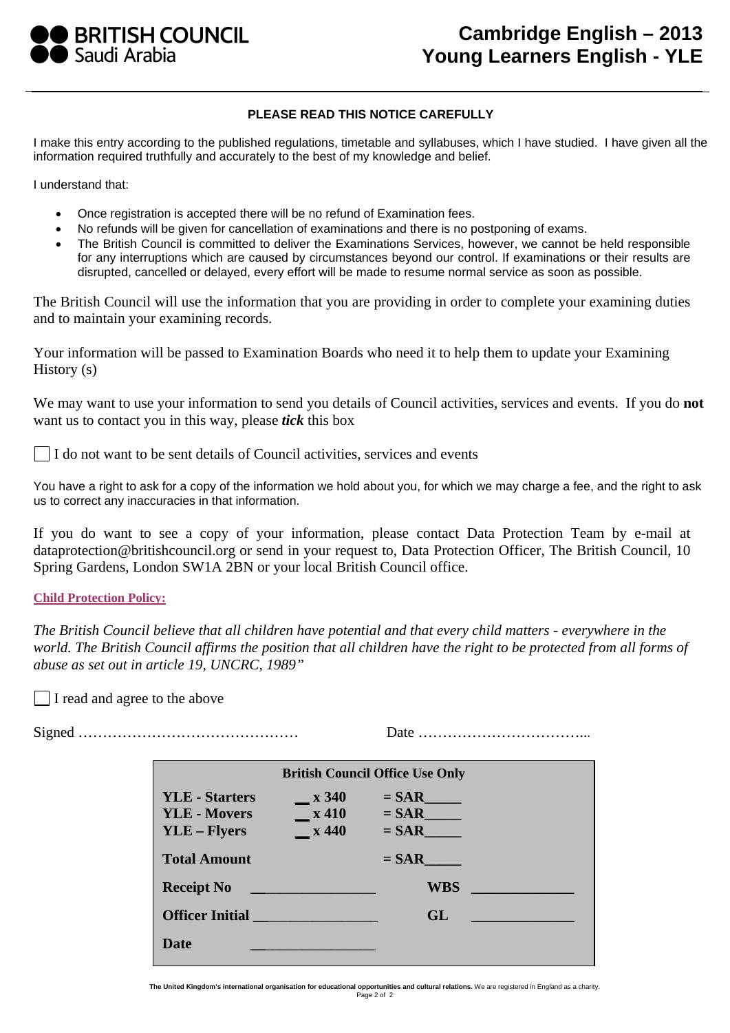BRITISH COUNCIL
Saudi Arabia

# Cambridge English – 2013
# Young Learners English - YLE

---

**PLEASE READ THIS NOTICE CAREFULLY**

I make this entry according to the published regulations, timetable and syllabuses, which I have studied. I have given all the information required truthfully and accurately to the best of my knowledge and belief.

I understand that:

- Once registration is accepted there will be no refund of Examination fees.
- No refunds will be given for cancellation of examinations and there is no postponing of exams.
- The British Council is committed to deliver the Examinations Services, however, we cannot be held responsible for any interruptions which are caused by circumstances beyond our control. If examinations or their results are disrupted, cancelled or delayed, every effort will be made to resume normal service as soon as possible.

The British Council will use the information that you are providing in order to complete your examining duties and to maintain your examining records.

Your information will be passed to Examination Boards who need it to help them to update your Examining History (s)

We may want to use your information to send you details of Council activities, services and events. If you do **not** want us to contact you in this way, please ***tick*** this box

☐ I do not want to be sent details of Council activities, services and events

You have a right to ask for a copy of the information we hold about you, for which we may charge a fee, and the right to ask us to correct any inaccuracies in that information.

If you do want to see a copy of your information, please contact Data Protection Team by e-mail at dataprotection@britishcouncil.org or send in your request to, Data Protection Officer, The British Council, 10 Spring Gardens, London SW1A 2BN or your local British Council office.

**Child Protection Policy:**

*The British Council believe that all children have potential and that every child matters - everywhere in the world. The British Council affirms the position that all children have the right to be protected from all forms of abuse as set out in article 19, UNCRC, 1989"*

☐ I read and agree to the above

Signed ……………………………………… Date ……………………………...

| British Council Office Use Only | | | | |
|---|---|---|---|---|
| **YLE - Starters** | __ x 340 | = SAR_____ | | |
| **YLE - Movers** | __ x 410 | = SAR_____ | | |
| **YLE – Flyers** | __ x 440 | = SAR_____ | | |
| **Total Amount** | | = SAR_____ | | |
| **Receipt No** | ______________ | | **WBS** | ______________ |
| **Officer Initial** | ______________ | | **GL** | ______________ |
| **Date** | ______________ | | | |

**The United Kingdom's international organisation for educational opportunities and cultural relations.** We are registered in England as a charity.